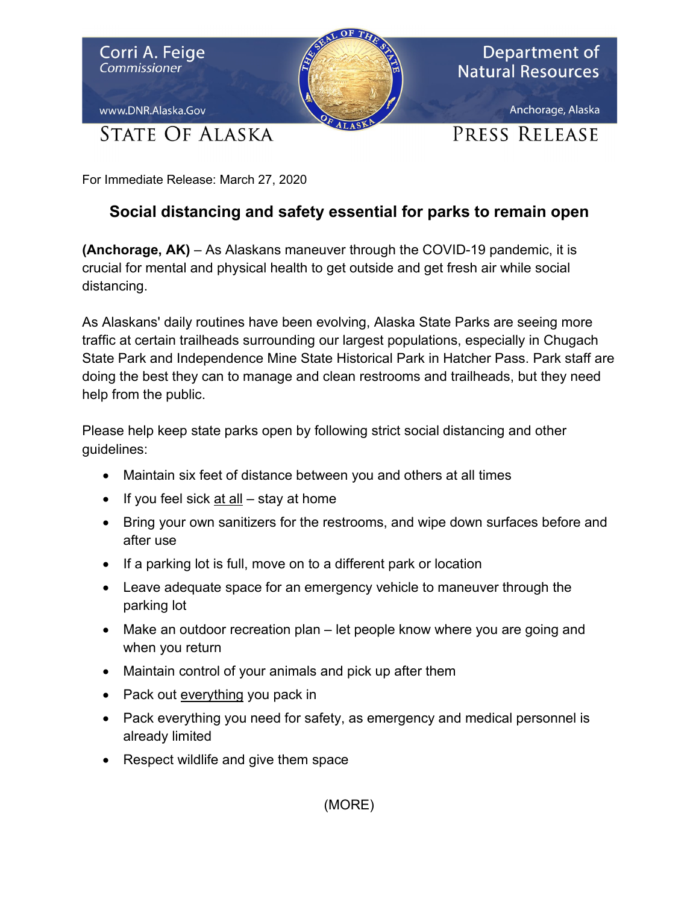Corri A. Feige
*Commissioner*

www.DNR.Alaska.Gov

Department of Natural Resources

Anchorage, Alaska

STATE OF ALASKA

PRESS RELEASE

For Immediate Release: March 27, 2020

## Social distancing and safety essential for parks to remain open

**(Anchorage, AK)** – As Alaskans maneuver through the COVID-19 pandemic, it is crucial for mental and physical health to get outside and get fresh air while social distancing.

As Alaskans' daily routines have been evolving, Alaska State Parks are seeing more traffic at certain trailheads surrounding our largest populations, especially in Chugach State Park and Independence Mine State Historical Park in Hatcher Pass. Park staff are doing the best they can to manage and clean restrooms and trailheads, but they need help from the public.

Please help keep state parks open by following strict social distancing and other guidelines:

- Maintain six feet of distance between you and others at all times
- If you feel sick at all – stay at home
- Bring your own sanitizers for the restrooms, and wipe down surfaces before and after use
- If a parking lot is full, move on to a different park or location
- Leave adequate space for an emergency vehicle to maneuver through the parking lot
- Make an outdoor recreation plan – let people know where you are going and when you return
- Maintain control of your animals and pick up after them
- Pack out everything you pack in
- Pack everything you need for safety, as emergency and medical personnel is already limited
- Respect wildlife and give them space

(MORE)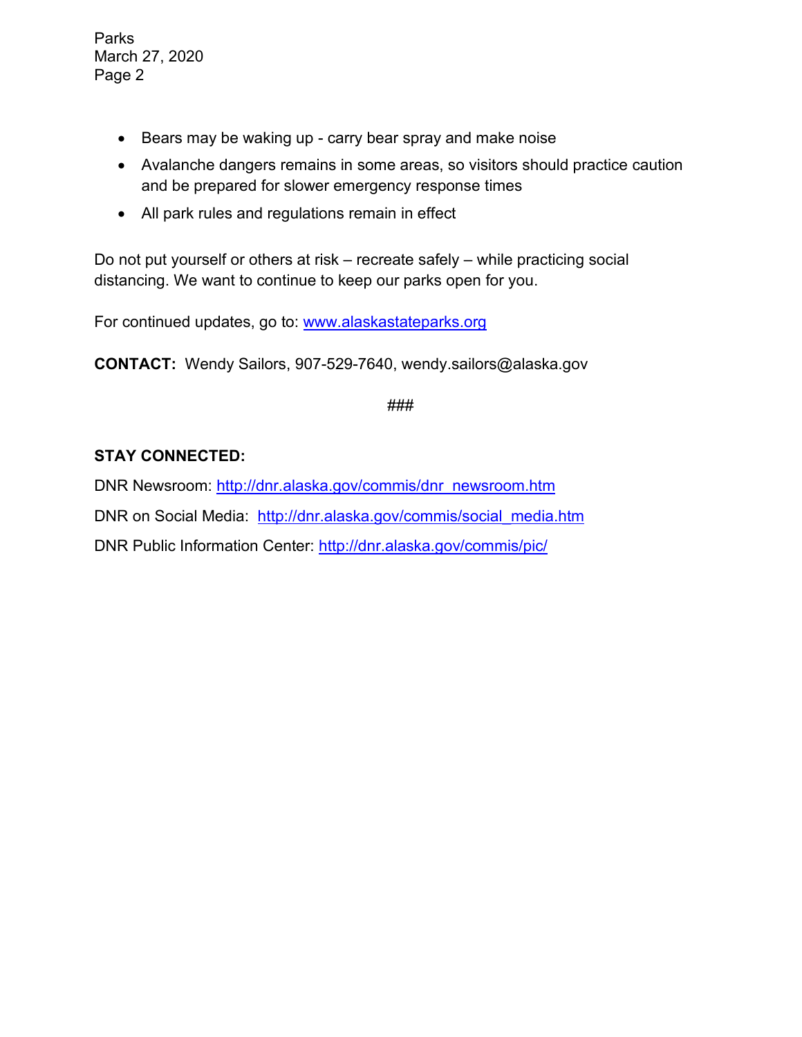- Bears may be waking up - carry bear spray and make noise
- Avalanche dangers remains in some areas, so visitors should practice caution and be prepared for slower emergency response times
- All park rules and regulations remain in effect

Do not put yourself or others at risk – recreate safely – while practicing social distancing. We want to continue to keep our parks open for you.

For continued updates, go to: [www.alaskastateparks.org](http://www.alaskastateparks.org)

**CONTACT:** Wendy Sailors, 907-529-7640, wendy.sailors@alaska.gov

###

**STAY CONNECTED:**

DNR Newsroom: [http://dnr.alaska.gov/commis/dnr_newsroom.htm](http://dnr.alaska.gov/commis/dnr_newsroom.htm)

DNR on Social Media: [http://dnr.alaska.gov/commis/social_media.htm](http://dnr.alaska.gov/commis/social_media.htm)

DNR Public Information Center: [http://dnr.alaska.gov/commis/pic/](http://dnr.alaska.gov/commis/pic/)